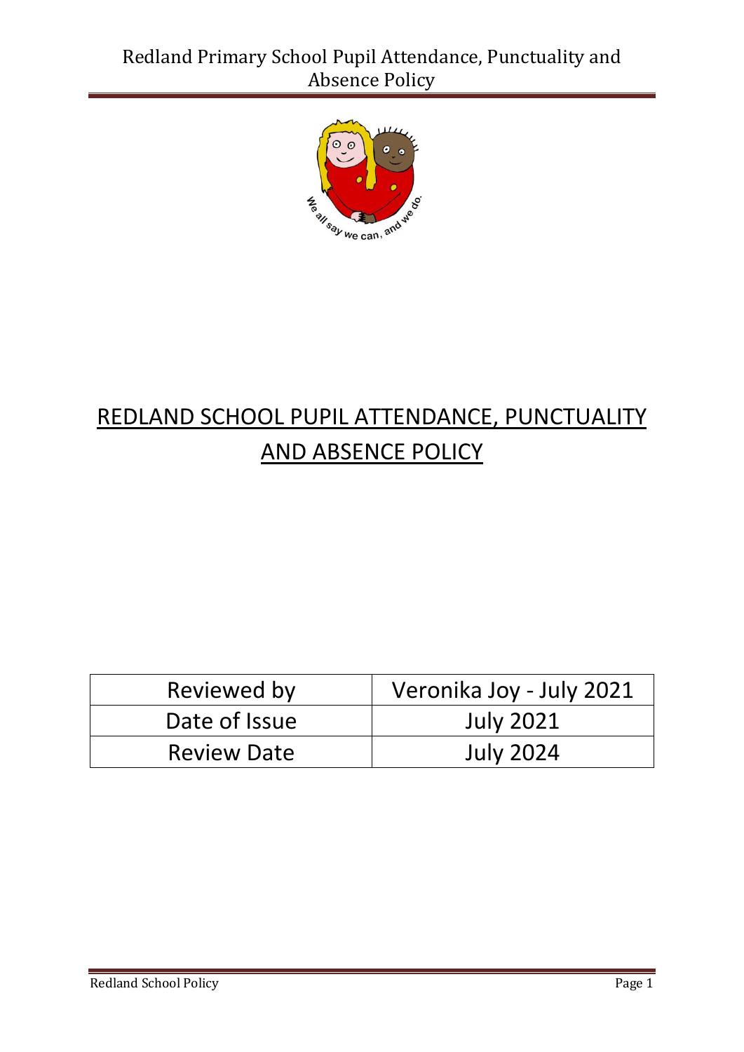# REDLAND SCHOOL PUPIL ATTENDANCE, PUNCTUALITY AND ABSENCE POLICY

| Reviewed by | Veronika Joy - July 2021 |
|---|---|
| Date of Issue | July 2021 |
| Review Date | July 2024 |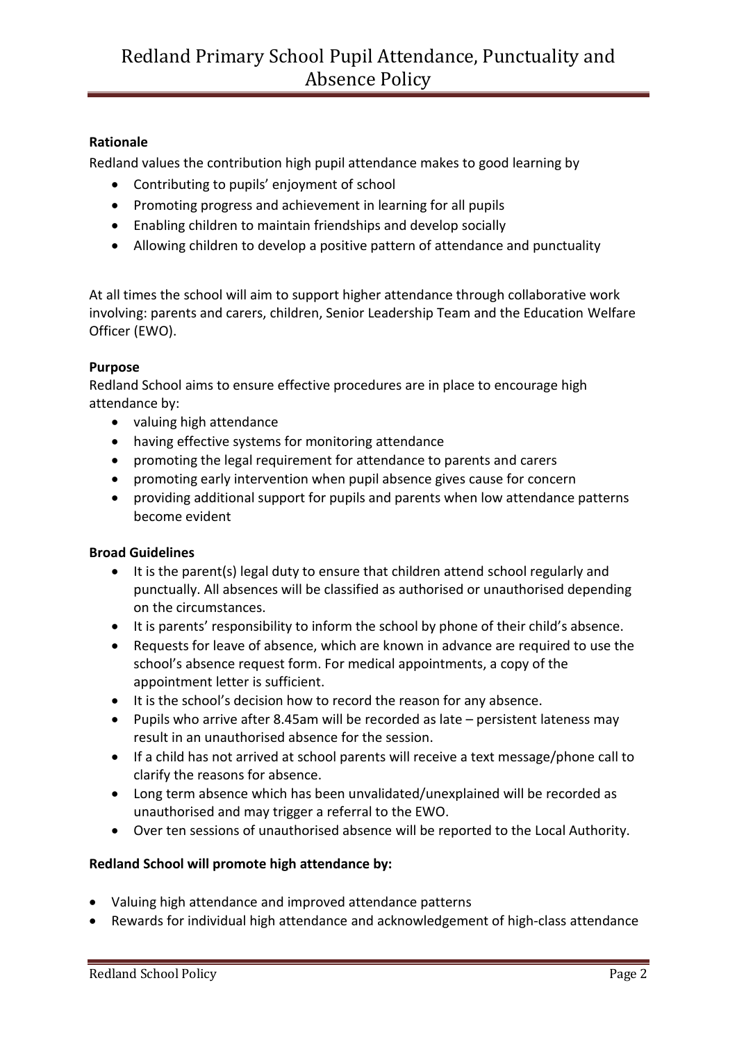**Rationale**

Redland values the contribution high pupil attendance makes to good learning by

- Contributing to pupils' enjoyment of school
- Promoting progress and achievement in learning for all pupils
- Enabling children to maintain friendships and develop socially
- Allowing children to develop a positive pattern of attendance and punctuality

At all times the school will aim to support higher attendance through collaborative work involving: parents and carers, children, Senior Leadership Team and the Education Welfare Officer (EWO).

**Purpose**

Redland School aims to ensure effective procedures are in place to encourage high attendance by:

- valuing high attendance
- having effective systems for monitoring attendance
- promoting the legal requirement for attendance to parents and carers
- promoting early intervention when pupil absence gives cause for concern
- providing additional support for pupils and parents when low attendance patterns become evident

**Broad Guidelines**

- It is the parent(s) legal duty to ensure that children attend school regularly and punctually. All absences will be classified as authorised or unauthorised depending on the circumstances.
- It is parents' responsibility to inform the school by phone of their child's absence.
- Requests for leave of absence, which are known in advance are required to use the school's absence request form. For medical appointments, a copy of the appointment letter is sufficient.
- It is the school's decision how to record the reason for any absence.
- Pupils who arrive after 8.45am will be recorded as late – persistent lateness may result in an unauthorised absence for the session.
- If a child has not arrived at school parents will receive a text message/phone call to clarify the reasons for absence.
- Long term absence which has been unvalidated/unexplained will be recorded as unauthorised and may trigger a referral to the EWO.
- Over ten sessions of unauthorised absence will be reported to the Local Authority.

**Redland School will promote high attendance by:**

- Valuing high attendance and improved attendance patterns
- Rewards for individual high attendance and acknowledgement of high-class attendance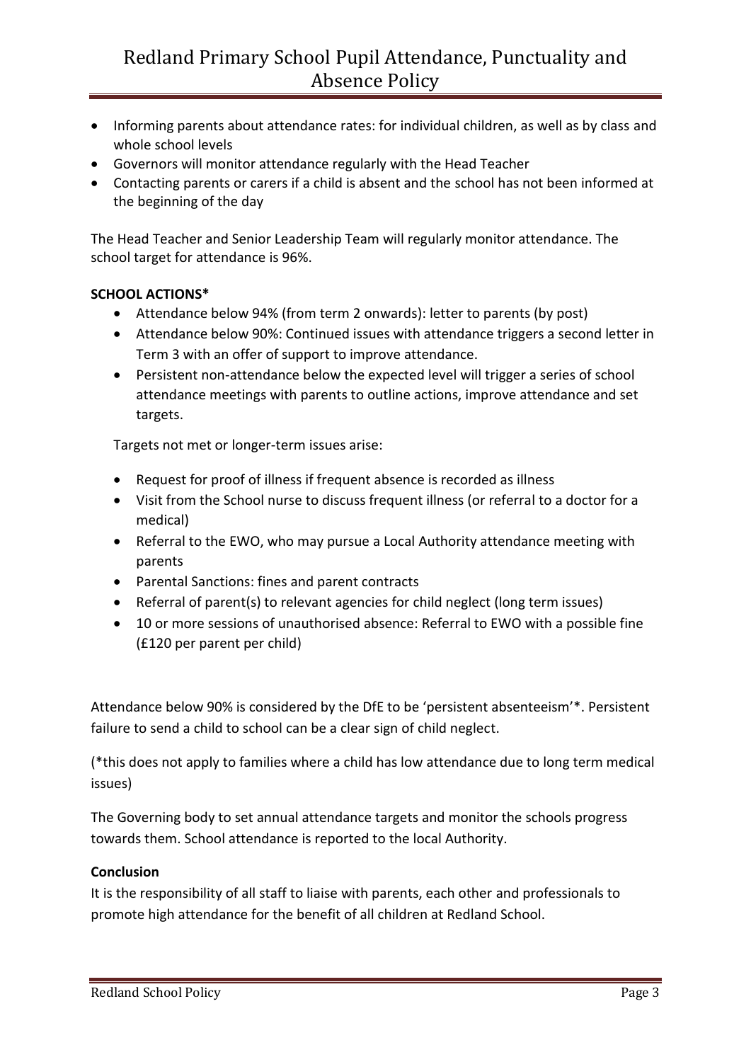- Informing parents about attendance rates: for individual children, as well as by class and whole school levels
- Governors will monitor attendance regularly with the Head Teacher
- Contacting parents or carers if a child is absent and the school has not been informed at the beginning of the day

The Head Teacher and Senior Leadership Team will regularly monitor attendance. The school target for attendance is 96%.

**SCHOOL ACTIONS***

- Attendance below 94% (from term 2 onwards): letter to parents (by post)
- Attendance below 90%: Continued issues with attendance triggers a second letter in Term 3 with an offer of support to improve attendance.
- Persistent non-attendance below the expected level will trigger a series of school attendance meetings with parents to outline actions, improve attendance and set targets.

Targets not met or longer-term issues arise:

- Request for proof of illness if frequent absence is recorded as illness
- Visit from the School nurse to discuss frequent illness (or referral to a doctor for a medical)
- Referral to the EWO, who may pursue a Local Authority attendance meeting with parents
- Parental Sanctions: fines and parent contracts
- Referral of parent(s) to relevant agencies for child neglect (long term issues)
- 10 or more sessions of unauthorised absence: Referral to EWO with a possible fine (£120 per parent per child)

Attendance below 90% is considered by the DfE to be 'persistent absenteeism'*. Persistent failure to send a child to school can be a clear sign of child neglect.

(*this does not apply to families where a child has low attendance due to long term medical issues)

The Governing body to set annual attendance targets and monitor the schools progress towards them. School attendance is reported to the local Authority.

**Conclusion**

It is the responsibility of all staff to liaise with parents, each other and professionals to promote high attendance for the benefit of all children at Redland School.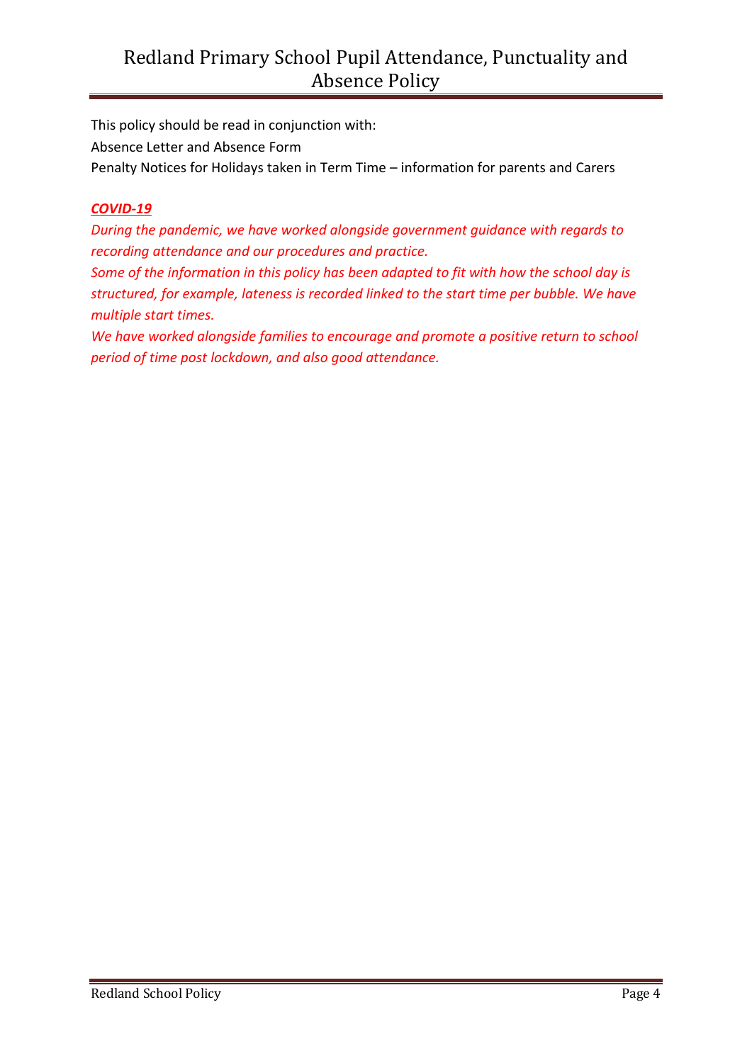This policy should be read in conjunction with:

Absence Letter and Absence Form

Penalty Notices for Holidays taken in Term Time – information for parents and Carers

***COVID-19***

*During the pandemic, we have worked alongside government guidance with regards to recording attendance and our procedures and practice.*

*Some of the information in this policy has been adapted to fit with how the school day is structured, for example, lateness is recorded linked to the start time per bubble. We have multiple start times.*

*We have worked alongside families to encourage and promote a positive return to school period of time post lockdown, and also good attendance.*